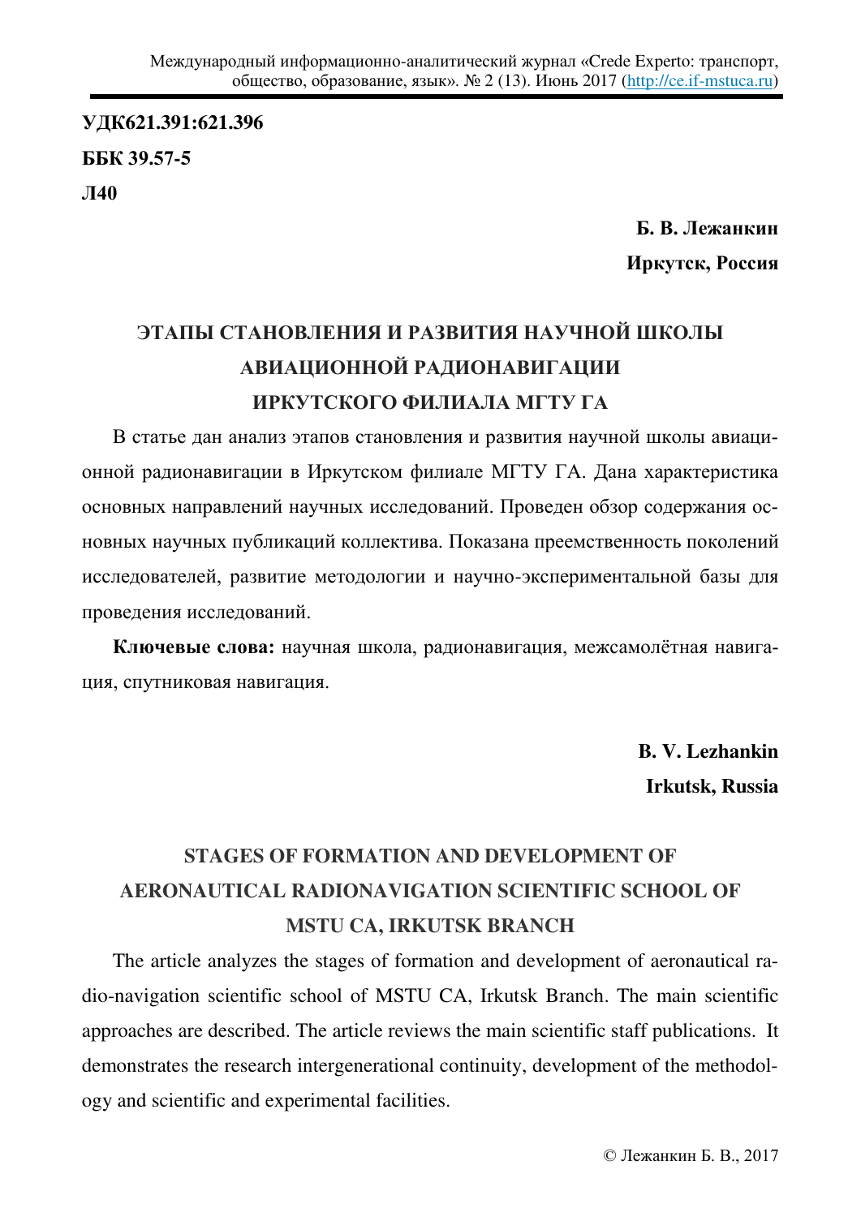**УДК621.391:621.396**

**ББК 39.57-5**

**Л40**

**Б. В. Лежанкин**

**Иркутск, Россия**

# ЭТАПЫ СТАНОВЛЕНИЯ И РАЗВИТИЯ НАУЧНОЙ ШКОЛЫ АВИАЦИОННОЙ РАДИОНАВИГАЦИИ ИРКУТСКОГО ФИЛИАЛА МГТУ ГА

В статье дан анализ этапов становления и развития научной школы авиационной радионавигации в Иркутском филиале МГТУ ГА. Дана характеристика основных направлений научных исследований. Проведен обзор содержания основных научных публикаций коллектива. Показана преемственность поколений исследователей, развитие методологии и научно-экспериментальной базы для проведения исследований.

**Ключевые слова:** научная школа, радионавигация, межсамолётная навигация, спутниковая навигация.

**B. V. Lezhankin**

**Irkutsk, Russia**

# STAGES OF FORMATION AND DEVELOPMENT OF AERONAUTICAL RADIONAVIGATION SCIENTIFIC SCHOOL OF MSTU CA, IRKUTSK BRANCH

The article analyzes the stages of formation and development of aeronautical radio-navigation scientific school of MSTU CA, Irkutsk Branch. The main scientific approaches are described. The article reviews the main scientific staff publications. It demonstrates the research intergenerational continuity, development of the methodology and scientific and experimental facilities.

© Лежанкин Б. В., 2017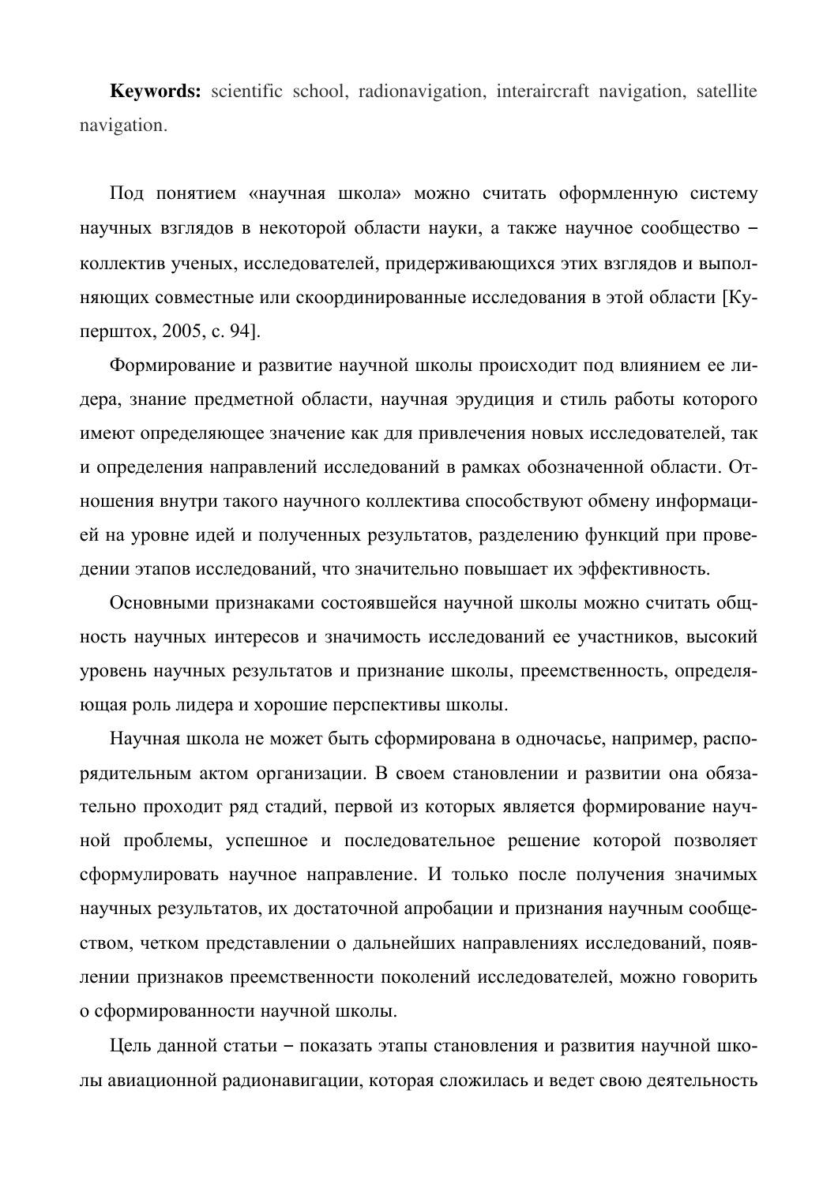**Keywords:** scientific school, radionavigation, interaircraft navigation, satellite navigation.

Под понятием «научная школа» можно считать оформленную систему научных взглядов в некоторой области науки, а также научное сообщество – коллектив ученых, исследователей, придерживающихся этих взглядов и выполняющих совместные или скоординированные исследования в этой области [Куперштох, 2005, с. 94].

Формирование и развитие научной школы происходит под влиянием ее лидера, знание предметной области, научная эрудиция и стиль работы которого имеют определяющее значение как для привлечения новых исследователей, так и определения направлений исследований в рамках обозначенной области. Отношения внутри такого научного коллектива способствуют обмену информацией на уровне идей и полученных результатов, разделению функций при проведении этапов исследований, что значительно повышает их эффективность.

Основными признаками состоявшейся научной школы можно считать общность научных интересов и значимость исследований ее участников, высокий уровень научных результатов и признание школы, преемственность, определяющая роль лидера и хорошие перспективы школы.

Научная школа не может быть сформирована в одночасье, например, распорядительным актом организации. В своем становлении и развитии она обязательно проходит ряд стадий, первой из которых является формирование научной проблемы, успешное и последовательное решение которой позволяет сформулировать научное направление. И только после получения значимых научных результатов, их достаточной апробации и признания научным сообществом, четком представлении о дальнейших направлениях исследований, появлении признаков преемственности поколений исследователей, можно говорить о сформированности научной школы.

Цель данной статьи – показать этапы становления и развития научной школы авиационной радионавигации, которая сложилась и ведет свою деятельность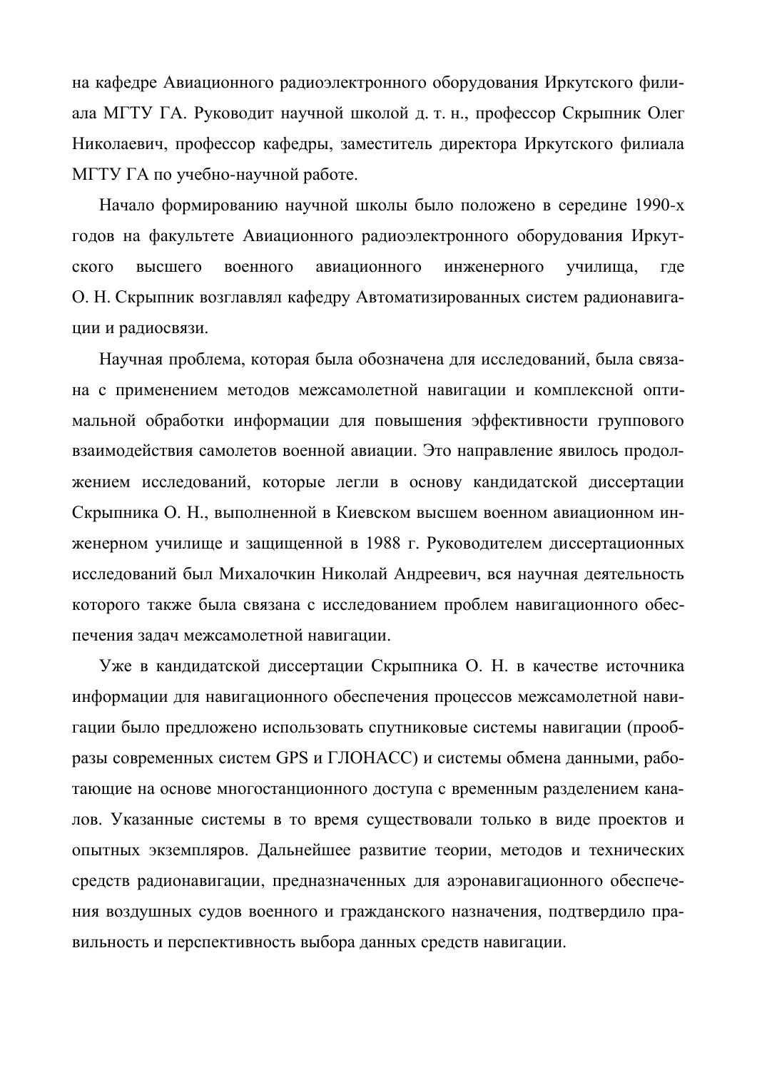на кафедре Авиационного радиоэлектронного оборудования Иркутского филиала МГТУ ГА. Руководит научной школой д. т. н., профессор Скрыпник Олег Николаевич, профессор кафедры, заместитель директора Иркутского филиала МГТУ ГА по учебно-научной работе.

Начало формированию научной школы было положено в середине 1990-х годов на факультете Авиационного радиоэлектронного оборудования Иркутского высшего военного авиационного инженерного училища, где О. Н. Скрыпник возглавлял кафедру Автоматизированных систем радионавигации и радиосвязи.

Научная проблема, которая была обозначена для исследований, была связана с применением методов межсамолетной навигации и комплексной оптимальной обработки информации для повышения эффективности группового взаимодействия самолетов военной авиации. Это направление явилось продолжением исследований, которые легли в основу кандидатской диссертации Скрыпника О. Н., выполненной в Киевском высшем военном авиационном инженерном училище и защищенной в 1988 г. Руководителем диссертационных исследований был Михалочкин Николай Андреевич, вся научная деятельность которого также была связана с исследованием проблем навигационного обеспечения задач межсамолетной навигации.

Уже в кандидатской диссертации Скрыпника О. Н. в качестве источника информации для навигационного обеспечения процессов межсамолетной навигации было предложено использовать спутниковые системы навигации (прообразы современных систем GPS и ГЛОНАСС) и системы обмена данными, работающие на основе многостанционного доступа с временным разделением каналов. Указанные системы в то время существовали только в виде проектов и опытных экземпляров. Дальнейшее развитие теории, методов и технических средств радионавигации, предназначенных для аэронавигационного обеспечения воздушных судов военного и гражданского назначения, подтвердило правильность и перспективность выбора данных средств навигации.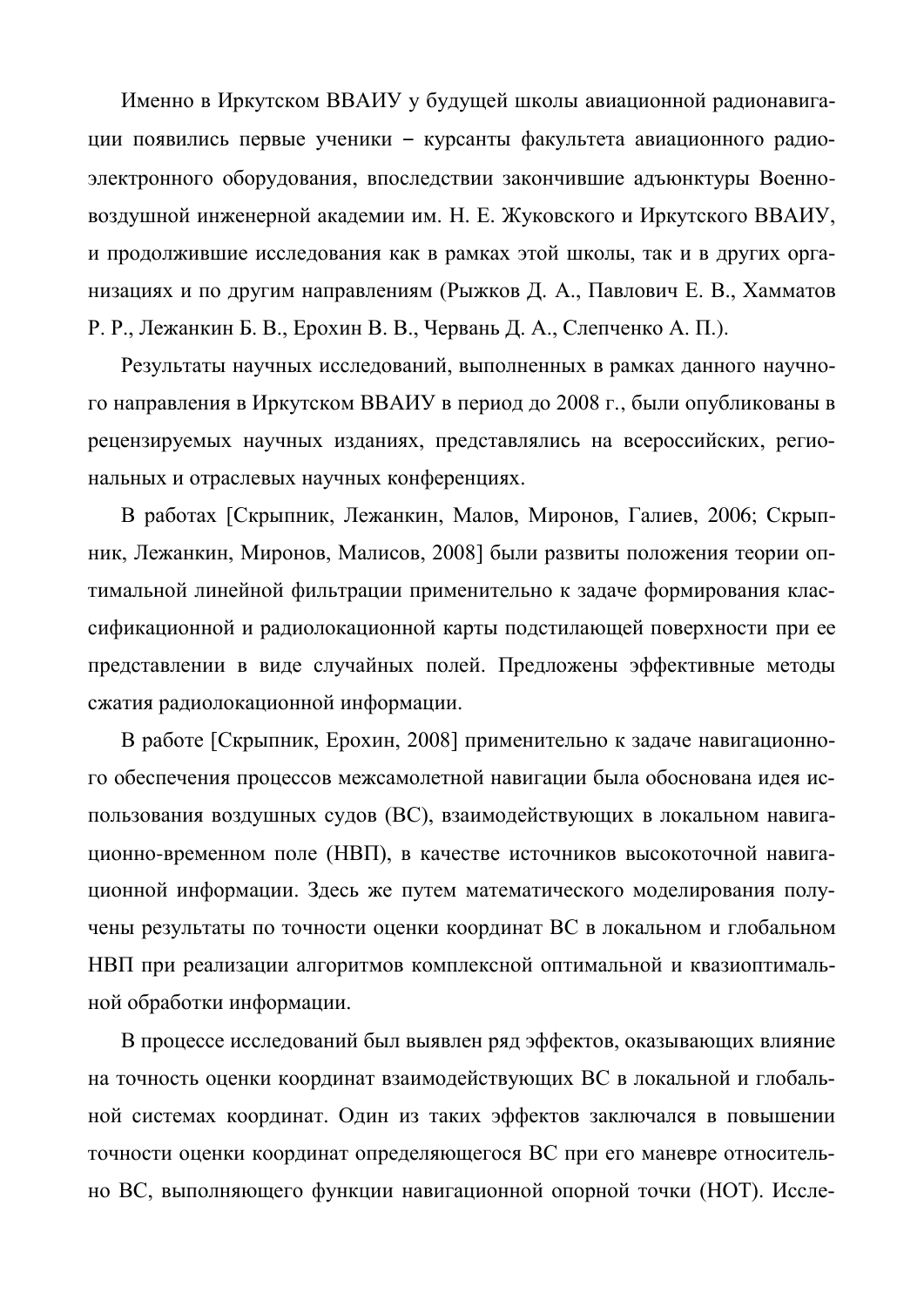Именно в Иркутском ВВАИУ у будущей школы авиационной радионавигации появились первые ученики – курсанты факультета авиационного радиоэлектронного оборудования, впоследствии закончившие адъюнктуры Военно-воздушной инженерной академии им. Н. Е. Жуковского и Иркутского ВВАИУ, и продолжившие исследования как в рамках этой школы, так и в других организациях и по другим направлениям (Рыжков Д. А., Павлович Е. В., Хамматов Р. Р., Лежанкин Б. В., Ерохин В. В., Червань Д. А., Слепченко А. П.).

Результаты научных исследований, выполненных в рамках данного научного направления в Иркутском ВВАИУ в период до 2008 г., были опубликованы в рецензируемых научных изданиях, представлялись на всероссийских, региональных и отраслевых научных конференциях.

В работах [Скрыпник, Лежанкин, Малов, Миронов, Галиев, 2006; Скрыпник, Лежанкин, Миронов, Малисов, 2008] были развиты положения теории оптимальной линейной фильтрации применительно к задаче формирования классификационной и радиолокационной карты подстилающей поверхности при ее представлении в виде случайных полей. Предложены эффективные методы сжатия радиолокационной информации.

В работе [Скрыпник, Ерохин, 2008] применительно к задаче навигационного обеспечения процессов межсамолетной навигации была обоснована идея использования воздушных судов (ВС), взаимодействующих в локальном навигационно-временном поле (НВП), в качестве источников высокоточной навигационной информации. Здесь же путем математического моделирования получены результаты по точности оценки координат ВС в локальном и глобальном НВП при реализации алгоритмов комплексной оптимальной и квазиоптимальной обработки информации.

В процессе исследований был выявлен ряд эффектов, оказывающих влияние на точность оценки координат взаимодействующих ВС в локальной и глобальной системах координат. Один из таких эффектов заключался в повышении точности оценки координат определяющегося ВС при его маневре относительно ВС, выполняющего функции навигационной опорной точки (НОТ). Иссле-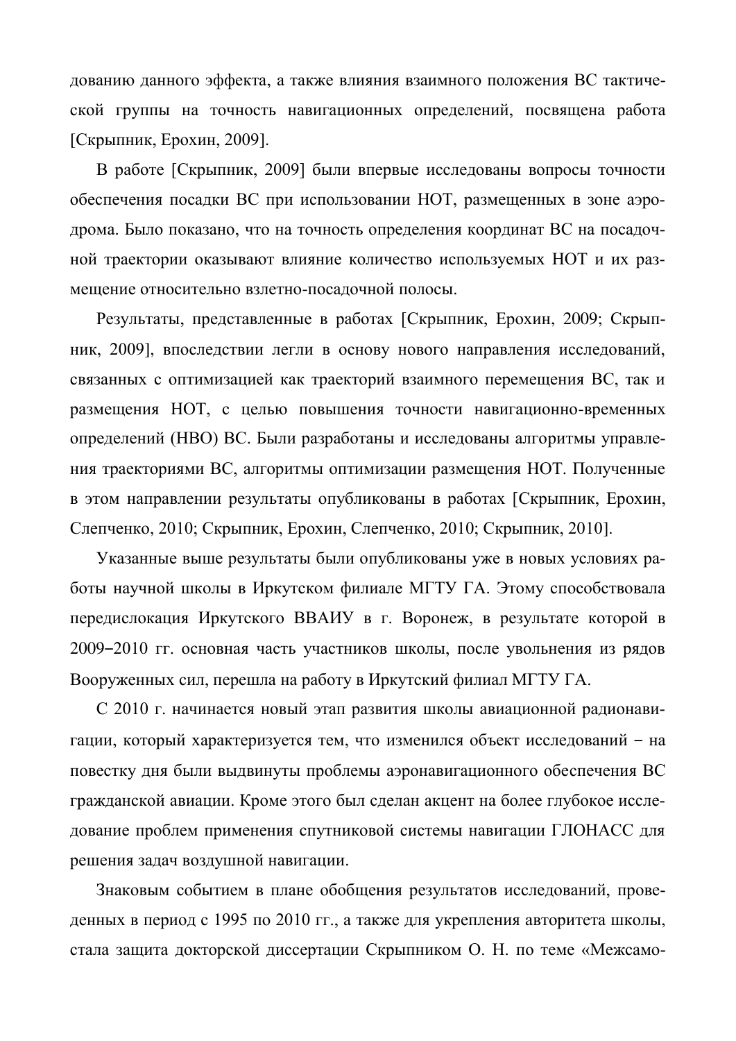дованию данного эффекта, а также влияния взаимного положения ВС тактической группы на точность навигационных определений, посвящена работа [Скрыпник, Ерохин, 2009].

В работе [Скрыпник, 2009] были впервые исследованы вопросы точности обеспечения посадки ВС при использовании НОТ, размещенных в зоне аэродрома. Было показано, что на точность определения координат ВС на посадочной траектории оказывают влияние количество используемых НОТ и их размещение относительно взлетно-посадочной полосы.

Результаты, представленные в работах [Скрыпник, Ерохин, 2009; Скрыпник, 2009], впоследствии легли в основу нового направления исследований, связанных с оптимизацией как траекторий взаимного перемещения ВС, так и размещения НОТ, с целью повышения точности навигационно-временных определений (НВО) ВС. Были разработаны и исследованы алгоритмы управления траекториями ВС, алгоритмы оптимизации размещения НОТ. Полученные в этом направлении результаты опубликованы в работах [Скрыпник, Ерохин, Слепченко, 2010; Скрыпник, Ерохин, Слепченко, 2010; Скрыпник, 2010].

Указанные выше результаты были опубликованы уже в новых условиях работы научной школы в Иркутском филиале МГТУ ГА. Этому способствовала передислокация Иркутского ВВАИУ в г. Воронеж, в результате которой в 2009–2010 гг. основная часть участников школы, после увольнения из рядов Вооруженных сил, перешла на работу в Иркутский филиал МГТУ ГА.

С 2010 г. начинается новый этап развития школы авиационной радионавигации, который характеризуется тем, что изменился объект исследований – на повестку дня были выдвинуты проблемы аэронавигационного обеспечения ВС гражданской авиации. Кроме этого был сделан акцент на более глубокое исследование проблем применения спутниковой системы навигации ГЛОНАСС для решения задач воздушной навигации.

Знаковым событием в плане обобщения результатов исследований, проведенных в период с 1995 по 2010 гг., а также для укрепления авторитета школы, стала защита докторской диссертации Скрыпником О. Н. по теме «Межсамо-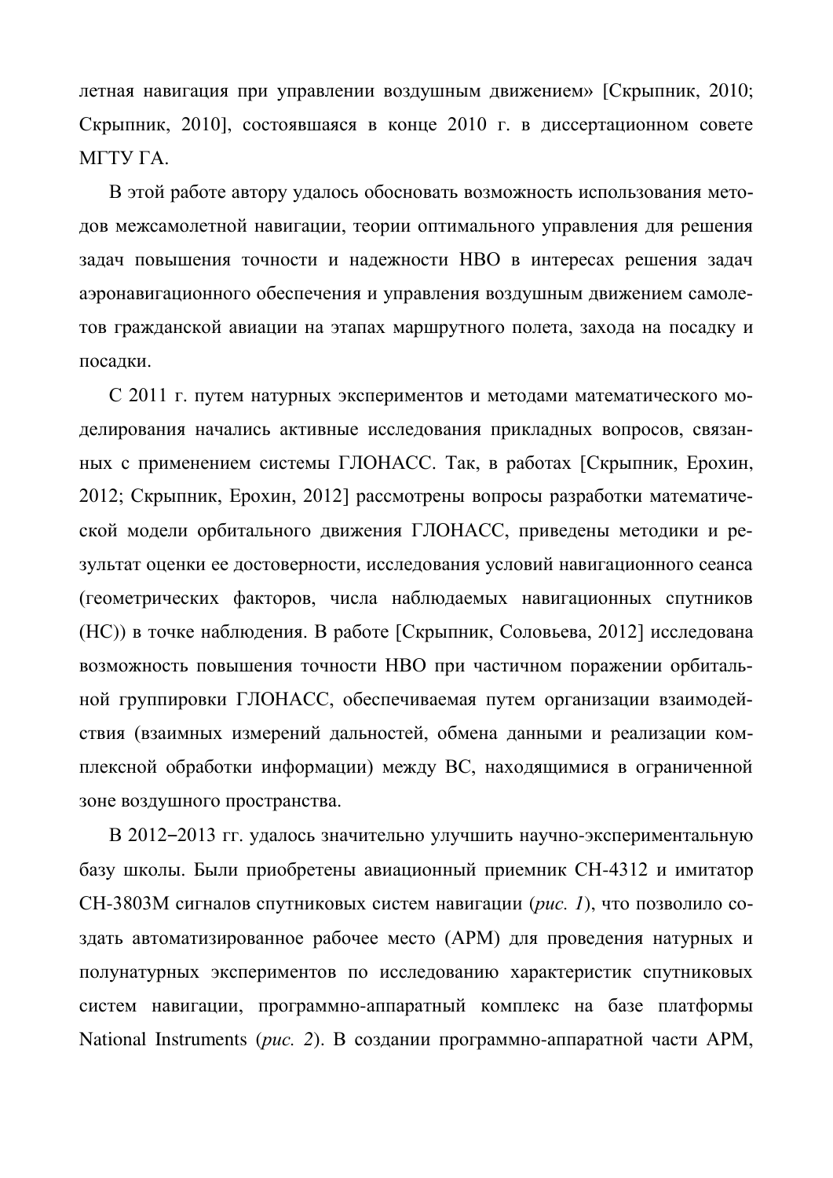летная навигация при управлении воздушным движением» [Скрыпник, 2010; Скрыпник, 2010], состоявшаяся в конце 2010 г. в диссертационном совете МГТУ ГА.

В этой работе автору удалось обосновать возможность использования методов межсамолетной навигации, теории оптимального управления для решения задач повышения точности и надежности НВО в интересах решения задач аэронавигационного обеспечения и управления воздушным движением самолетов гражданской авиации на этапах маршрутного полета, захода на посадку и посадки.

С 2011 г. путем натурных экспериментов и методами математического моделирования начались активные исследования прикладных вопросов, связанных с применением системы ГЛОНАСС. Так, в работах [Скрыпник, Ерохин, 2012; Скрыпник, Ерохин, 2012] рассмотрены вопросы разработки математической модели орбитального движения ГЛОНАСС, приведены методики и результат оценки ее достоверности, исследования условий навигационного сеанса (геометрических факторов, числа наблюдаемых навигационных спутников (НС)) в точке наблюдения. В работе [Скрыпник, Соловьева, 2012] исследована возможность повышения точности НВО при частичном поражении орбитальной группировки ГЛОНАСС, обеспечиваемая путем организации взаимодействия (взаимных измерений дальностей, обмена данными и реализации комплексной обработки информации) между ВС, находящимися в ограниченной зоне воздушного пространства.

В 2012–2013 гг. удалось значительно улучшить научно-экспериментальную базу школы. Были приобретены авиационный приемник СН-4312 и имитатор СН-3803М сигналов спутниковых систем навигации (*рис. 1*), что позволило создать автоматизированное рабочее место (АРМ) для проведения натурных и полунатурных экспериментов по исследованию характеристик спутниковых систем навигации, программно-аппаратный комплекс на базе платформы National Instruments (*рис. 2*). В создании программно-аппаратной части АРМ,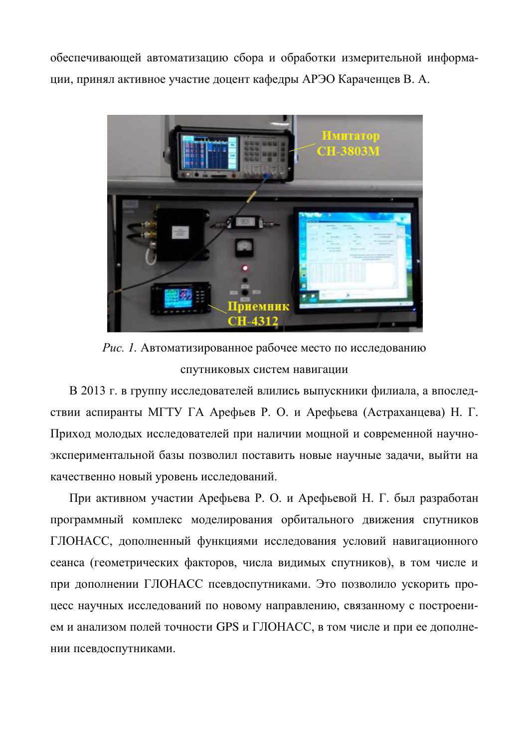обеспечивающей автоматизацию сбора и обработки измерительной информации, принял активное участие доцент кафедры АРЭО Караченцев В. А.

*Рис. 1.* Автоматизированное рабочее место по исследованию спутниковых систем навигации

В 2013 г. в группу исследователей влились выпускники филиала, а впоследствии аспиранты МГТУ ГА Арефьев Р. О. и Арефьева (Астраханцева) Н. Г. Приход молодых исследователей при наличии мощной и современной научно-экспериментальной базы позволил поставить новые научные задачи, выйти на качественно новый уровень исследований.

При активном участии Арефьева Р. О. и Арефьевой Н. Г. был разработан программный комплекс моделирования орбитального движения спутников ГЛОНАСС, дополненный функциями исследования условий навигационного сеанса (геометрических факторов, числа видимых спутников), в том числе и при дополнении ГЛОНАСС псевдоспутниками. Это позволило ускорить процесс научных исследований по новому направлению, связанному с построением и анализом полей точности GPS и ГЛОНАСС, в том числе и при ее дополнении псевдоспутниками.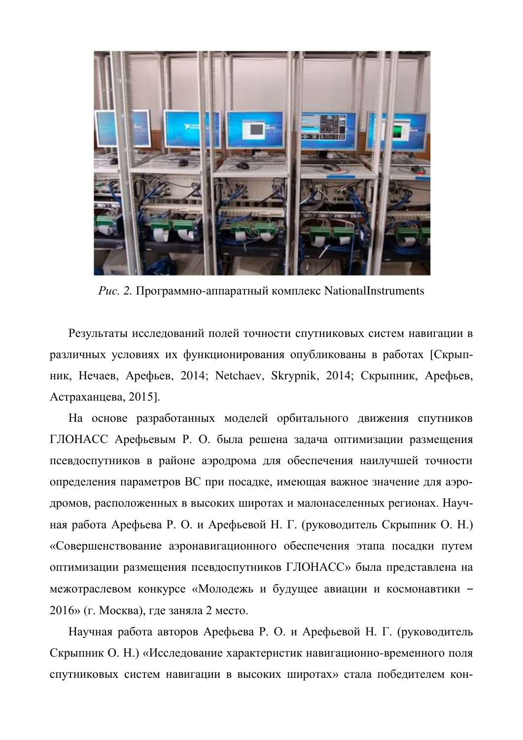*Рис. 2.* Программно-аппаратный комплекс NationalInstruments

Результаты исследований полей точности спутниковых систем навигации в различных условиях их функционирования опубликованы в работах [Скрыпник, Нечаев, Арефьев, 2014; Netchaev, Skrypnik, 2014; Скрыпник, Арефьев, Астраханцева, 2015].

На основе разработанных моделей орбитального движения спутников ГЛОНАСС Арефьевым Р. О. была решена задача оптимизации размещения псевдоспутников в районе аэродрома для обеспечения наилучшей точности определения параметров ВС при посадке, имеющая важное значение для аэродромов, расположенных в высоких широтах и малонаселенных регионах. Научная работа Арефьева Р. О. и Арефьевой Н. Г. (руководитель Скрыпник О. Н.) «Совершенствование аэронавигационного обеспечения этапа посадки путем оптимизации размещения псевдоспутников ГЛОНАСС» была представлена на межотраслевом конкурсе «Молодежь и будущее авиации и космонавтики – 2016» (г. Москва), где заняла 2 место.

Научная работа авторов Арефьева Р. О. и Арефьевой Н. Г. (руководитель Скрыпник О. Н.) «Исследование характеристик навигационно-временного поля спутниковых систем навигации в высоких широтах» стала победителем кон-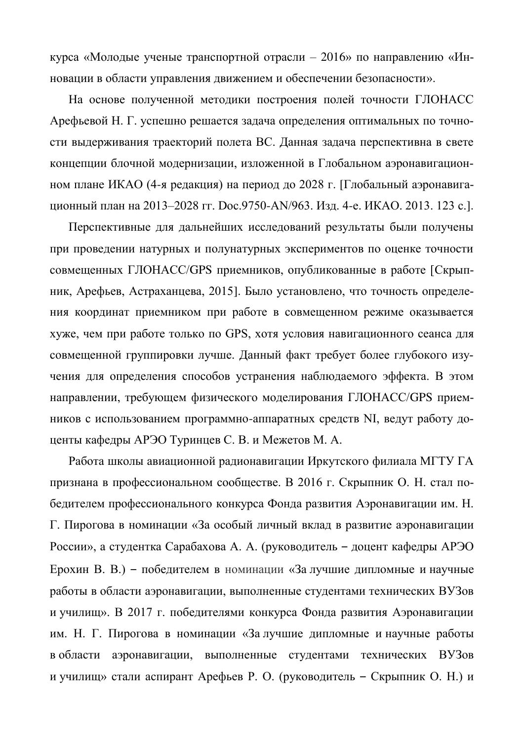курса «Молодые ученые транспортной отрасли – 2016» по направлению «Инновации в области управления движением и обеспечении безопасности».

На основе полученной методики построения полей точности ГЛОНАСС Арефьевой Н. Г. успешно решается задача определения оптимальных по точности выдерживания траекторий полета ВС. Данная задача перспективна в свете концепции блочной модернизации, изложенной в Глобальном аэронавигационном плане ИКАО (4-я редакция) на период до 2028 г. [Глобальный аэронавигационный план на 2013–2028 гг. Doc.9750-AN/963. Изд. 4-е. ИКАО. 2013. 123 с.].

Перспективные для дальнейших исследований результаты были получены при проведении натурных и полунатурных экспериментов по оценке точности совмещенных ГЛОНАСС/GPS приемников, опубликованные в работе [Скрыпник, Арефьев, Астраханцева, 2015]. Было установлено, что точность определения координат приемником при работе в совмещенном режиме оказывается хуже, чем при работе только по GPS, хотя условия навигационного сеанса для совмещенной группировки лучше. Данный факт требует более глубокого изучения для определения способов устранения наблюдаемого эффекта. В этом направлении, требующем физического моделирования ГЛОНАСС/GPS приемников с использованием программно-аппаратных средств NI, ведут работу доценты кафедры АРЭО Туринцев С. В. и Межетов М. А.

Работа школы авиационной радионавигации Иркутского филиала МГТУ ГА признана в профессиональном сообществе. В 2016 г. Скрыпник О. Н. стал победителем профессионального конкурса Фонда развития Аэронавигации им. Н. Г. Пирогова в номинации «За особый личный вклад в развитие аэронавигации России», а студентка Сарабахова А. А. (руководитель – доцент кафедры АРЭО Ерохин В. В.) – победителем в номинации «За лучшие дипломные и научные работы в области аэронавигации, выполненные студентами технических ВУЗов и училищ». В 2017 г. победителями конкурса Фонда развития Аэронавигации им. Н. Г. Пирогова в номинации «За лучшие дипломные и научные работы в области аэронавигации, выполненные студентами технических ВУЗов и училищ» стали аспирант Арефьев Р. О. (руководитель – Скрыпник О. Н.) и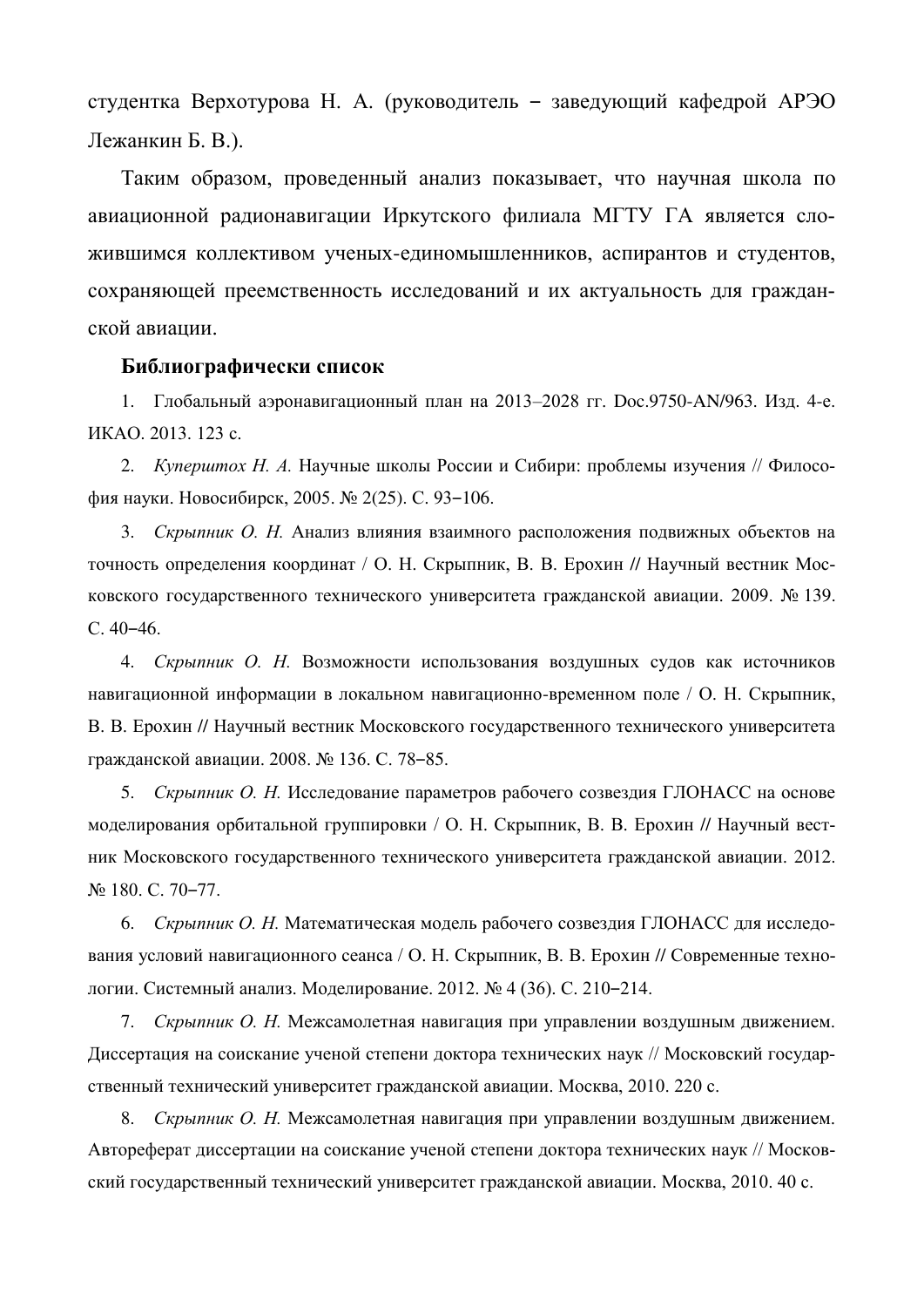студентка Верхотурова Н. А. (руководитель – заведующий кафедрой АРЭО Лежанкин Б. В.).

Таким образом, проведенный анализ показывает, что научная школа по авиационной радионавигации Иркутского филиала МГТУ ГА является сложившимся коллективом ученых-единомышленников, аспирантов и студентов, сохраняющей преемственность исследований и их актуальность для гражданской авиации.

**Библиографически список**

1. Глобальный аэронавигационный план на 2013–2028 гг. Doc.9750-AN/963. Изд. 4-е. ИКАО. 2013. 123 с.
2. *Куперштох Н. А.* Научные школы России и Сибири: проблемы изучения // Философия науки. Новосибирск, 2005. № 2(25). С. 93–106.
3. *Скрыпник О. Н.* Анализ влияния взаимного расположения подвижных объектов на точность определения координат / О. Н. Скрыпник, В. В. Ерохин // Научный вестник Московского государственного технического университета гражданской авиации. 2009. № 139. С. 40–46.
4. *Скрыпник О. Н.* Возможности использования воздушных судов как источников навигационной информации в локальном навигационно-временном поле / О. Н. Скрыпник, В. В. Ерохин // Научный вестник Московского государственного технического университета гражданской авиации. 2008. № 136. С. 78–85.
5. *Скрыпник О. Н.* Исследование параметров рабочего созвездия ГЛОНАСС на основе моделирования орбитальной группировки / О. Н. Скрыпник, В. В. Ерохин // Научный вестник Московского государственного технического университета гражданской авиации. 2012. № 180. С. 70–77.
6. *Скрыпник О. Н.* Математическая модель рабочего созвездия ГЛОНАСС для исследования условий навигационного сеанса / О. Н. Скрыпник, В. В. Ерохин // Современные технологии. Системный анализ. Моделирование. 2012. № 4 (36). С. 210–214.
7. *Скрыпник О. Н.* Межсамолетная навигация при управлении воздушным движением. Диссертация на соискание ученой степени доктора технических наук // Московский государственный технический университет гражданской авиации. Москва, 2010. 220 с.
8. *Скрыпник О. Н.* Межсамолетная навигация при управлении воздушным движением. Автореферат диссертации на соискание ученой степени доктора технических наук // Московский государственный технический университет гражданской авиации. Москва, 2010. 40 с.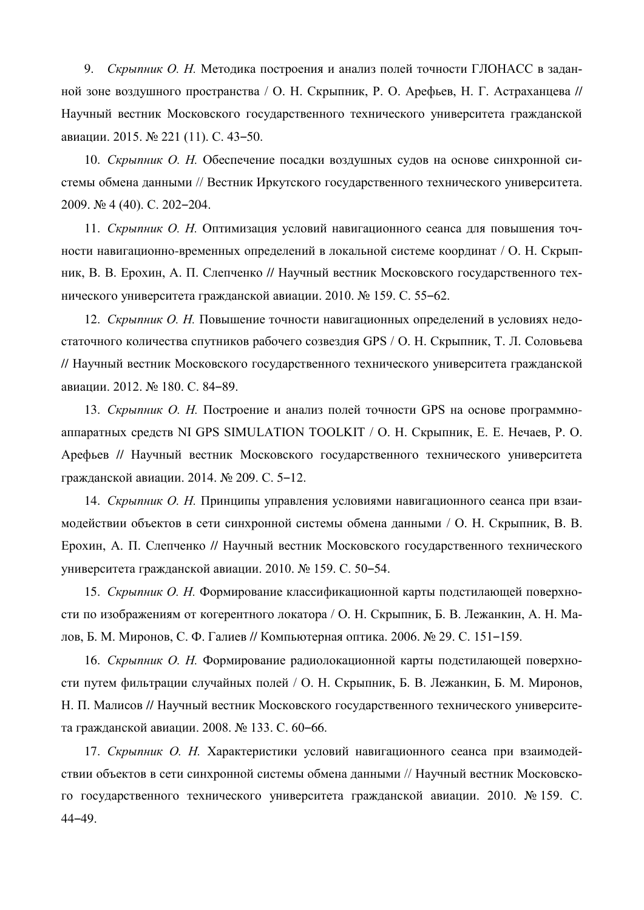9. *Скрыпник О. Н.* Методика построения и анализ полей точности ГЛОНАСС в заданной зоне воздушного пространства / О. Н. Скрыпник, Р. О. Арефьев, Н. Г. Астраханцева // Научный вестник Московского государственного технического университета гражданской авиации. 2015. № 221 (11). С. 43–50.

10. *Скрыпник О. Н.* Обеспечение посадки воздушных судов на основе синхронной системы обмена данными // Вестник Иркутского государственного технического университета. 2009. № 4 (40). С. 202–204.

11. *Скрыпник О. Н.* Оптимизация условий навигационного сеанса для повышения точности навигационно-временных определений в локальной системе координат / О. Н. Скрыпник, В. В. Ерохин, А. П. Слепченко // Научный вестник Московского государственного технического университета гражданской авиации. 2010. № 159. С. 55–62.

12. *Скрыпник О. Н.* Повышение точности навигационных определений в условиях недостаточного количества спутников рабочего созвездия GPS / О. Н. Скрыпник, Т. Л. Соловьева // Научный вестник Московского государственного технического университета гражданской авиации. 2012. № 180. С. 84–89.

13. *Скрыпник О. Н.* Построение и анализ полей точности GPS на основе программно-аппаратных средств NI GPS SIMULATION TOOLKIT / О. Н. Скрыпник, Е. Е. Нечаев, Р. О. Арефьев // Научный вестник Московского государственного технического университета гражданской авиации. 2014. № 209. С. 5–12.

14. *Скрыпник О. Н.* Принципы управления условиями навигационного сеанса при взаимодействии объектов в сети синхронной системы обмена данными / О. Н. Скрыпник, В. В. Ерохин, А. П. Слепченко // Научный вестник Московского государственного технического университета гражданской авиации. 2010. № 159. С. 50–54.

15. *Скрыпник О. Н.* Формирование классификационной карты подстилающей поверхности по изображениям от когерентного локатора / О. Н. Скрыпник, Б. В. Лежанкин, А. Н. Малов, Б. М. Миронов, С. Ф. Галиев // Компьютерная оптика. 2006. № 29. С. 151–159.

16. *Скрыпник О. Н.* Формирование радиолокационной карты подстилающей поверхности путем фильтрации случайных полей / О. Н. Скрыпник, Б. В. Лежанкин, Б. М. Миронов, Н. П. Малисов // Научный вестник Московского государственного технического университета гражданской авиации. 2008. № 133. С. 60–66.

17. *Скрыпник О. Н.* Характеристики условий навигационного сеанса при взаимодействии объектов в сети синхронной системы обмена данными // Научный вестник Московского государственного технического университета гражданской авиации. 2010. № 159. С. 44–49.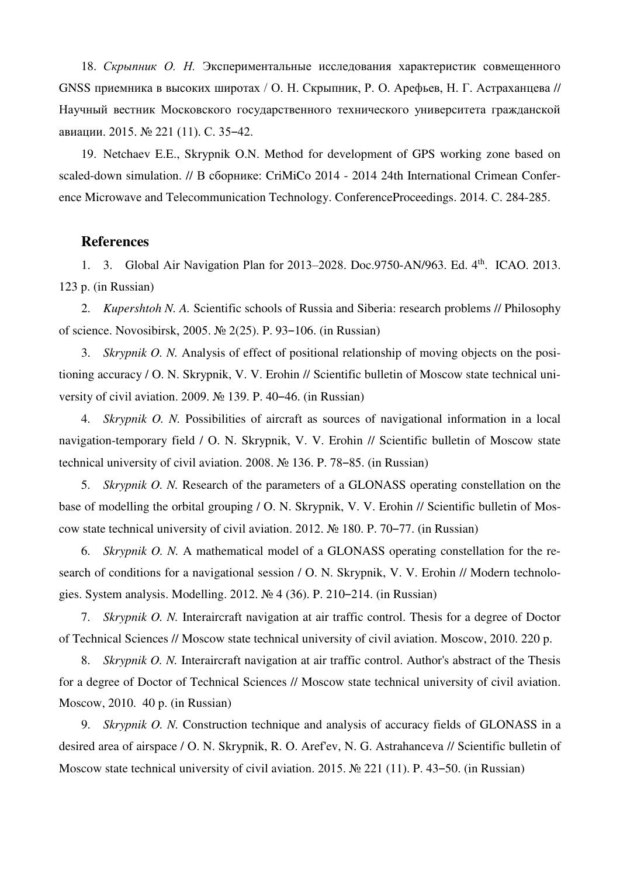18. *Скрыпник О. Н.* Экспериментальные исследования характеристик совмещенного GNSS приемника в высоких широтах / О. Н. Скрыпник, Р. О. Арефьев, Н. Г. Астраханцева // Научный вестник Московского государственного технического университета гражданской авиации. 2015. № 221 (11). С. 35‒42.

19. Netchaev E.E., Skrypnik O.N. Method for development of GPS working zone based on scaled-down simulation. // В сборнике: CriMiCo 2014 - 2014 24th International Crimean Conference Microwave and Telecommunication Technology. ConferenceProceedings. 2014. С. 284-285.

## References

1. 3. Global Air Navigation Plan for 2013–2028. Doc.9750-AN/963. Ed. 4th. ICAO. 2013. 123 p. (in Russian)

2. *Kupershtoh N. A.* Scientific schools of Russia and Siberia: research problems // Philosophy of science. Novosibirsk, 2005. № 2(25). P. 93‒106. (in Russian)

3. *Skrypnik O. N.* Analysis of effect of positional relationship of moving objects on the positioning accuracy / O. N. Skrypnik, V. V. Erohin // Scientific bulletin of Moscow state technical university of civil aviation. 2009. № 139. P. 40‒46. (in Russian)

4. *Skrypnik O. N.* Possibilities of aircraft as sources of navigational information in a local navigation-temporary field / O. N. Skrypnik, V. V. Erohin // Scientific bulletin of Moscow state technical university of civil aviation. 2008. № 136. P. 78‒85. (in Russian)

5. *Skrypnik O. N.* Research of the parameters of a GLONASS operating constellation on the base of modelling the orbital grouping / O. N. Skrypnik, V. V. Erohin // Scientific bulletin of Moscow state technical university of civil aviation. 2012. № 180. P. 70‒77. (in Russian)

6. *Skrypnik O. N.* A mathematical model of a GLONASS operating constellation for the research of conditions for a navigational session / O. N. Skrypnik, V. V. Erohin // Modern technologies. System analysis. Modelling. 2012. № 4 (36). P. 210‒214. (in Russian)

7. *Skrypnik O. N.* Interaircraft navigation at air traffic control. Thesis for a degree of Doctor of Technical Sciences // Moscow state technical university of civil aviation. Moscow, 2010. 220 p.

8. *Skrypnik O. N.* Interaircraft navigation at air traffic control. Author's abstract of the Thesis for a degree of Doctor of Technical Sciences // Moscow state technical university of civil aviation. Moscow, 2010. 40 p. (in Russian)

9. *Skrypnik O. N.* Construction technique and analysis of accuracy fields of GLONASS in a desired area of airspace / O. N. Skrypnik, R. O. Aref'ev, N. G. Astrahanceva // Scientific bulletin of Moscow state technical university of civil aviation. 2015. № 221 (11). P. 43‒50. (in Russian)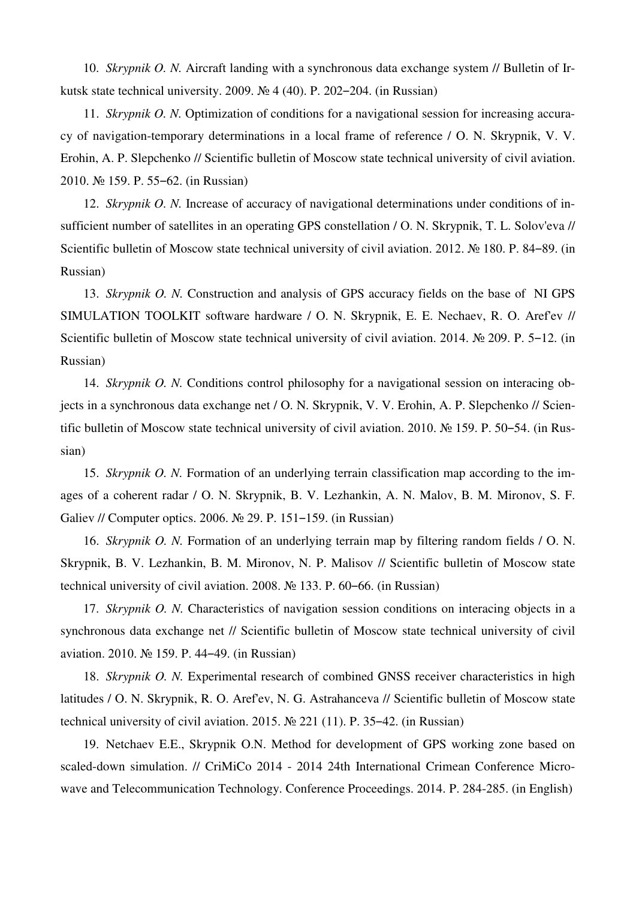10. *Skrypnik O. N.* Aircraft landing with a synchronous data exchange system // Bulletin of Irkutsk state technical university. 2009. № 4 (40). P. 202–204. (in Russian)

11. *Skrypnik O. N.* Optimization of conditions for a navigational session for increasing accuracy of navigation-temporary determinations in a local frame of reference / O. N. Skrypnik, V. V. Erohin, A. P. Slepchenko // Scientific bulletin of Moscow state technical university of civil aviation. 2010. № 159. P. 55–62. (in Russian)

12. *Skrypnik O. N.* Increase of accuracy of navigational determinations under conditions of insufficient number of satellites in an operating GPS constellation / O. N. Skrypnik, T. L. Solov'eva // Scientific bulletin of Moscow state technical university of civil aviation. 2012. № 180. P. 84–89. (in Russian)

13. *Skrypnik O. N.* Construction and analysis of GPS accuracy fields on the base of NI GPS SIMULATION TOOLKIT software hardware / O. N. Skrypnik, E. E. Nechaev, R. O. Aref'ev // Scientific bulletin of Moscow state technical university of civil aviation. 2014. № 209. P. 5–12. (in Russian)

14. *Skrypnik O. N.* Conditions control philosophy for a navigational session on interacing objects in a synchronous data exchange net / O. N. Skrypnik, V. V. Erohin, A. P. Slepchenko // Scientific bulletin of Moscow state technical university of civil aviation. 2010. № 159. P. 50–54. (in Russian)

15. *Skrypnik O. N.* Formation of an underlying terrain classification map according to the images of a coherent radar / O. N. Skrypnik, B. V. Lezhankin, A. N. Malov, B. M. Mironov, S. F. Galiev // Computer optics. 2006. № 29. P. 151–159. (in Russian)

16. *Skrypnik O. N.* Formation of an underlying terrain map by filtering random fields / O. N. Skrypnik, B. V. Lezhankin, B. M. Mironov, N. P. Malisov // Scientific bulletin of Moscow state technical university of civil aviation. 2008. № 133. P. 60–66. (in Russian)

17. *Skrypnik O. N.* Characteristics of navigation session conditions on interacing objects in a synchronous data exchange net // Scientific bulletin of Moscow state technical university of civil aviation. 2010. № 159. P. 44–49. (in Russian)

18. *Skrypnik O. N.* Experimental research of combined GNSS receiver characteristics in high latitudes / O. N. Skrypnik, R. O. Aref'ev, N. G. Astrahanceva // Scientific bulletin of Moscow state technical university of civil aviation. 2015. № 221 (11). P. 35–42. (in Russian)

19. Netchaev E.E., Skrypnik O.N. Method for development of GPS working zone based on scaled-down simulation. // CriMiCo 2014 - 2014 24th International Crimean Conference Microwave and Telecommunication Technology. Conference Proceedings. 2014. P. 284-285. (in English)